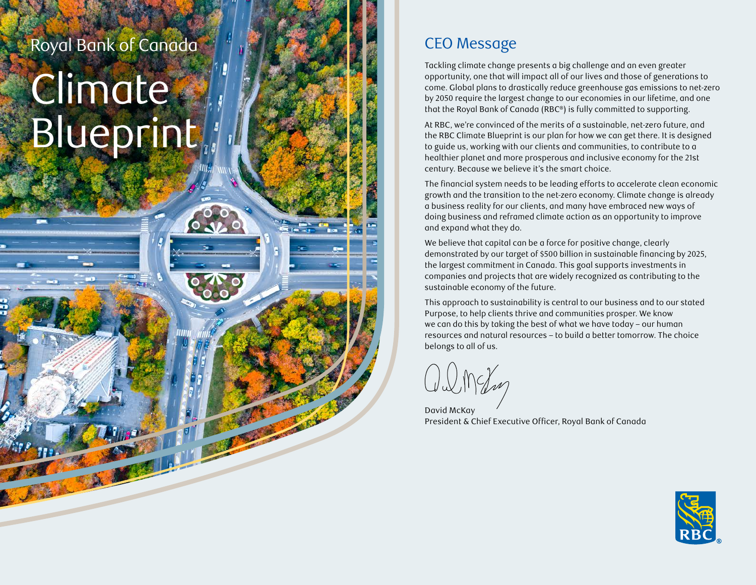Royal Bank of Canada

# Climate Blueprint

## CEO Message

Tackling climate change presents a big challenge and an even greater opportunity, one that will impact all of our lives and those of generations to come. Global plans to drastically reduce greenhouse gas emissions to net-zero by 2050 require the largest change to our economies in our lifetime, and one that the Royal Bank of Canada (RBC®) is fully committed to supporting.

At RBC, we're convinced of the merits of a sustainable, net-zero future, and the RBC Climate Blueprint is our plan for how we can get there. It is designed to guide us, working with our clients and communities, to contribute to a healthier planet and more prosperous and inclusive economy for the 21st century. Because we believe it's the smart choice.

The financial system needs to be leading efforts to accelerate clean economic growth and the transition to the net-zero economy. Climate change is already a business reality for our clients, and many have embraced new ways of doing business and reframed climate action as an opportunity to improve and expand what they do.

We believe that capital can be a force for positive change, clearly demonstrated by our target of $500 billion in sustainable financing by 2025, the largest commitment in Canada. This goal supports investments in companies and projects that are widely recognized as contributing to the sustainable economy of the future.

This approach to sustainability is central to our business and to our stated Purpose, to help clients thrive and communities prosper. We know we can do this by taking the best of what we have today – our human resources and natural resources – to build a better tomorrow. The choice belongs to all of us.

David McKay
President & Chief Executive Officer, Royal Bank of Canada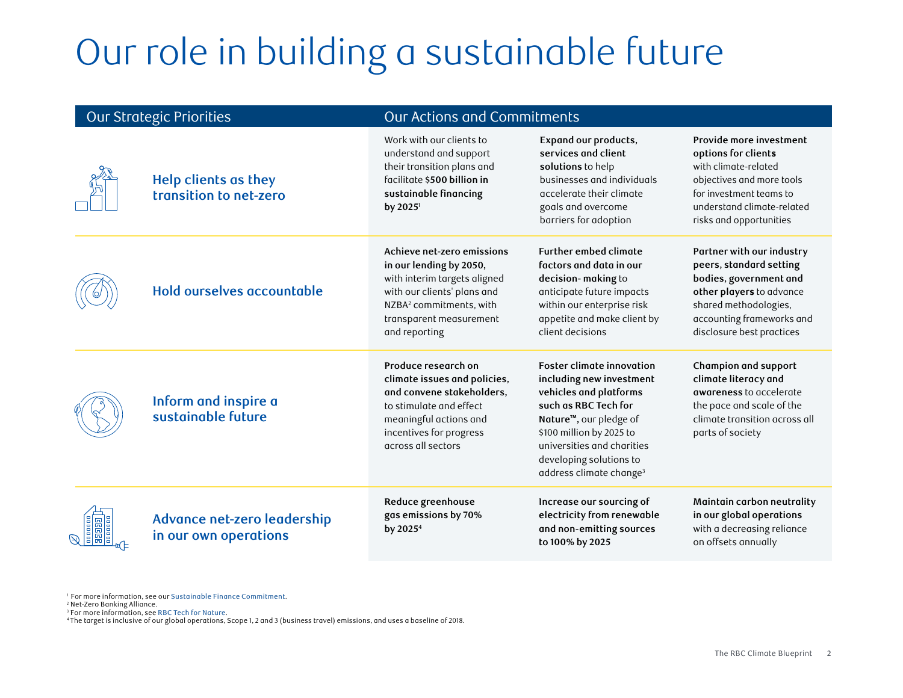# Our role in building a sustainable future

| Our Strategic Priorities | Our Actions and Commitments | | |
|---|---|---|---|
| **Help clients as they transition to net-zero** | Work with our clients to understand and support their transition plans and facilitate **$500 billion in sustainable financing by 2025**[1] | **Expand our products, services and client solutions** to help businesses and individuals accelerate their climate goals and overcome barriers for adoption | **Provide more investment options for clients** with climate-related objectives and more tools for investment teams to understand climate-related risks and opportunities |
| **Hold ourselves accountable** | **Achieve net-zero emissions in our lending by 2050,** with interim targets aligned with our clients[1] plans and NZBA[2] commitments, with transparent measurement and reporting | **Further embed climate factors and data in our decision- making** to anticipate future impacts within our enterprise risk appetite and make client by client decisions | **Partner with our industry peers, standard setting bodies, government and other players** to advance shared methodologies, accounting frameworks and disclosure best practices |
| **Inform and inspire a sustainable future** | **Produce research on climate issues and policies, and convene stakeholders,** to stimulate and effect meaningful actions and incentives for progress across all sectors | **Foster climate innovation including new investment vehicles and platforms such as RBC Tech for Nature™**, our pledge of $100 million by 2025 to universities and charities developing solutions to address climate change[3] | **Champion and support climate literacy and awareness** to accelerate the pace and scale of the climate transition across all parts of society |
| **Advance net-zero leadership in our own operations** | **Reduce greenhouse gas emissions by 70% by 2025**[4] | **Increase our sourcing of electricity from renewable and non-emitting sources to 100% by 2025** | **Maintain carbon neutrality in our global operations** with a decreasing reliance on offsets annually |

[1] For more information, see our Sustainable Finance Commitment.
[2] Net-Zero Banking Alliance.
[3] For more information, see RBC Tech for Nature.
[4] The target is inclusive of our global operations, Scope 1, 2 and 3 (business travel) emissions, and uses a baseline of 2018.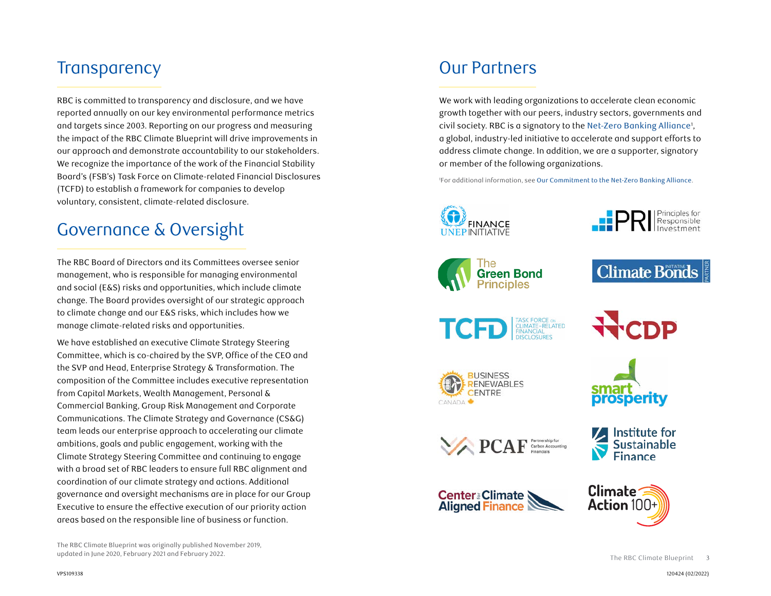## Transparency

RBC is committed to transparency and disclosure, and we have reported annually on our key environmental performance metrics and targets since 2003. Reporting on our progress and measuring the impact of the RBC Climate Blueprint will drive improvements in our approach and demonstrate accountability to our stakeholders. We recognize the importance of the work of the Financial Stability Board's (FSB's) Task Force on Climate-related Financial Disclosures (TCFD) to establish a framework for companies to develop voluntary, consistent, climate-related disclosure.

## Governance & Oversight

The RBC Board of Directors and its Committees oversee senior management, who is responsible for managing environmental and social (E&S) risks and opportunities, which include climate change. The Board provides oversight of our strategic approach to climate change and our E&S risks, which includes how we manage climate-related risks and opportunities.

We have established an executive Climate Strategy Steering Committee, which is co-chaired by the SVP, Office of the CEO and the SVP and Head, Enterprise Strategy & Transformation. The composition of the Committee includes executive representation from Capital Markets, Wealth Management, Personal & Commercial Banking, Group Risk Management and Corporate Communications. The Climate Strategy and Governance (CS&G) team leads our enterprise approach to accelerating our climate ambitions, goals and public engagement, working with the Climate Strategy Steering Committee and continuing to engage with a broad set of RBC leaders to ensure full RBC alignment and coordination of our climate strategy and actions. Additional governance and oversight mechanisms are in place for our Group Executive to ensure the effective execution of our priority action areas based on the responsible line of business or function.

The RBC Climate Blueprint was originally published November 2019, updated in June 2020, February 2021 and February 2022.

## Our Partners

We work with leading organizations to accelerate clean economic growth together with our peers, industry sectors, governments and civil society. RBC is a signatory to the Net-Zero Banking Alliance[1], a global, industry-led initiative to accelerate and support efforts to address climate change. In addition, we are a supporter, signatory or member of the following organizations.

[1]For additional information, see Our Commitment to the Net-Zero Banking Alliance.

UNEP FINANCE INITIATIVE

PRI Principles for Responsible Investment

The Green Bond Principles

Climate Bonds Initiative PARTNER

TCFD TASK FORCE ON CLIMATE-RELATED FINANCIAL DISCLOSURES

CDP

BUSINESS RENEWABLES CENTRE CANADA

smart prosperity

PCAF Partnership for Carbon Accounting Financials

Institute for Sustainable Finance

Center for Climate Aligned Finance

Climate Action 100+

VPS109338

120424 (02/2022)